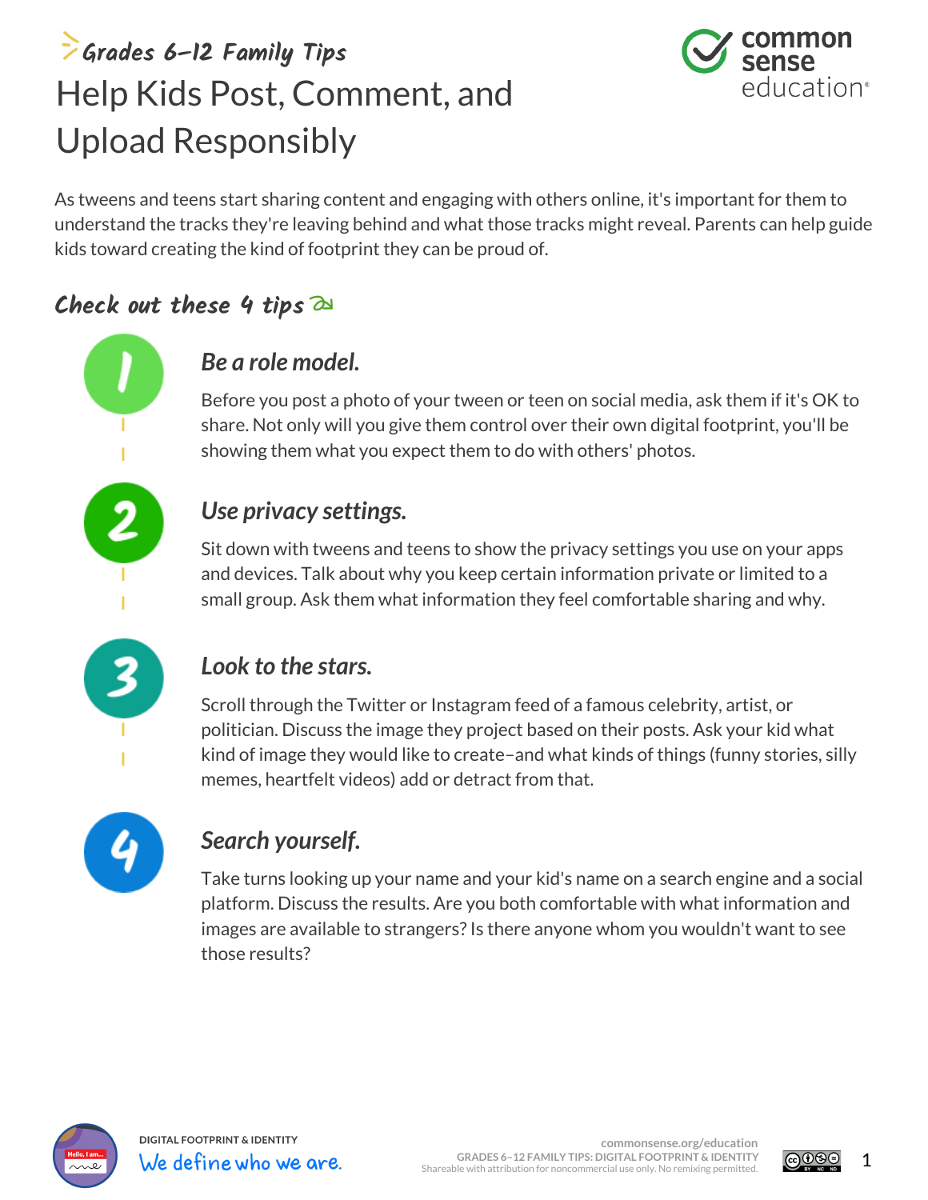Grades 6–12 Family Tips

# Help Kids Post, Comment, and Upload Responsibly

As tweens and teens start sharing content and engaging with others online, it's important for them to understand the tracks they're leaving behind and what those tracks might reveal. Parents can help guide kids toward creating the kind of footprint they can be proud of.

## Check out these 4 tips

1. ***Be a role model.***

   Before you post a photo of your tween or teen on social media, ask them if it's OK to share. Not only will you give them control over their own digital footprint, you'll be showing them what you expect them to do with others' photos.

2. ***Use privacy settings.***

   Sit down with tweens and teens to show the privacy settings you use on your apps and devices. Talk about why you keep certain information private or limited to a small group. Ask them what information they feel comfortable sharing and why.

3. ***Look to the stars.***

   Scroll through the Twitter or Instagram feed of a famous celebrity, artist, or politician. Discuss the image they project based on their posts. Ask your kid what kind of image they would like to create–and what kinds of things (funny stories, silly memes, heartfelt videos) add or detract from that.

4. ***Search yourself.***

   Take turns looking up your name and your kid's name on a search engine and a social platform. Discuss the results. Are you both comfortable with what information and images are available to strangers? Is there anyone whom you wouldn't want to see those results?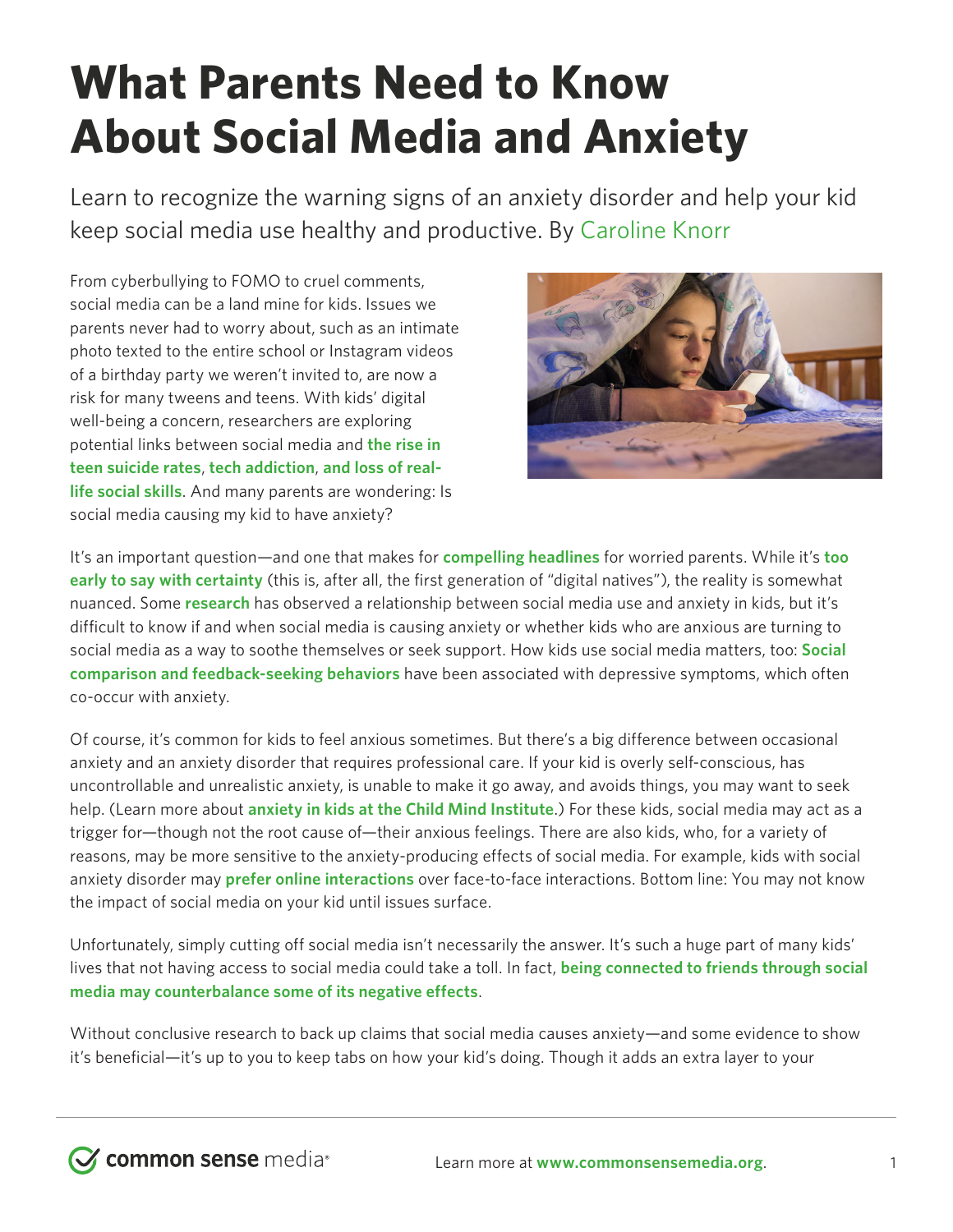# What Parents Need to Know About Social Media and Anxiety

Learn to recognize the warning signs of an anxiety disorder and help your kid keep social media use healthy and productive. By Caroline Knorr

From cyberbullying to FOMO to cruel comments, social media can be a land mine for kids. Issues we parents never had to worry about, such as an intimate photo texted to the entire school or Instagram videos of a birthday party we weren't invited to, are now a risk for many tweens and teens. With kids' digital well-being a concern, researchers are exploring potential links between social media and **the rise in teen suicide rates**, **tech addiction**, **and loss of real-life social skills**. And many parents are wondering: Is social media causing my kid to have anxiety?

It's an important question—and one that makes for **compelling headlines** for worried parents. While it's **too early to say with certainty** (this is, after all, the first generation of "digital natives"), the reality is somewhat nuanced. Some **research** has observed a relationship between social media use and anxiety in kids, but it's difficult to know if and when social media is causing anxiety or whether kids who are anxious are turning to social media as a way to soothe themselves or seek support. How kids use social media matters, too: **Social comparison and feedback-seeking behaviors** have been associated with depressive symptoms, which often co-occur with anxiety.

Of course, it's common for kids to feel anxious sometimes. But there's a big difference between occasional anxiety and an anxiety disorder that requires professional care. If your kid is overly self-conscious, has uncontrollable and unrealistic anxiety, is unable to make it go away, and avoids things, you may want to seek help. (Learn more about **anxiety in kids at the Child Mind Institute**.) For these kids, social media may act as a trigger for—though not the root cause of—their anxious feelings. There are also kids, who, for a variety of reasons, may be more sensitive to the anxiety-producing effects of social media. For example, kids with social anxiety disorder may **prefer online interactions** over face-to-face interactions. Bottom line: You may not know the impact of social media on your kid until issues surface.

Unfortunately, simply cutting off social media isn't necessarily the answer. It's such a huge part of many kids' lives that not having access to social media could take a toll. In fact, **being connected to friends through social media may counterbalance some of its negative effects**.

Without conclusive research to back up claims that social media causes anxiety—and some evidence to show it's beneficial—it's up to you to keep tabs on how your kid's doing. Though it adds an extra layer to your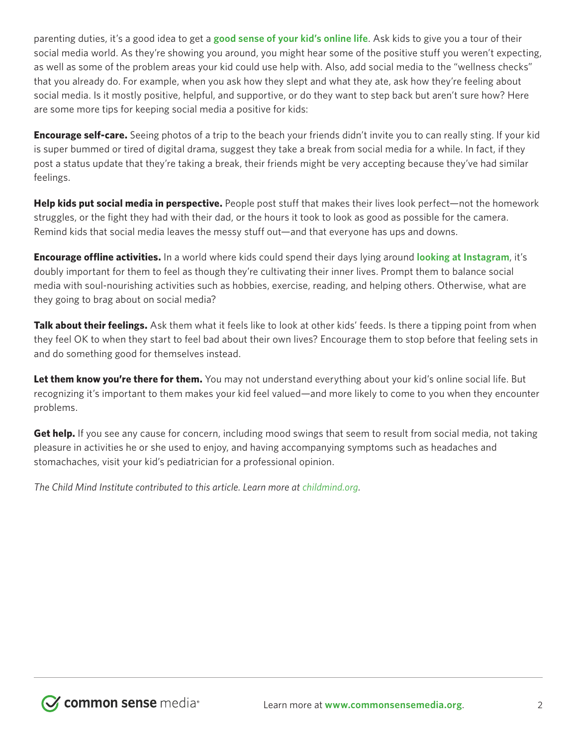parenting duties, it's a good idea to get a **good sense of your kid's online life**. Ask kids to give you a tour of their social media world. As they're showing you around, you might hear some of the positive stuff you weren't expecting, as well as some of the problem areas your kid could use help with. Also, add social media to the "wellness checks" that you already do. For example, when you ask how they slept and what they ate, ask how they're feeling about social media. Is it mostly positive, helpful, and supportive, or do they want to step back but aren't sure how? Here are some more tips for keeping social media a positive for kids:

**Encourage self-care.** Seeing photos of a trip to the beach your friends didn't invite you to can really sting. If your kid is super bummed or tired of digital drama, suggest they take a break from social media for a while. In fact, if they post a status update that they're taking a break, their friends might be very accepting because they've had similar feelings.

**Help kids put social media in perspective.** People post stuff that makes their lives look perfect—not the homework struggles, or the fight they had with their dad, or the hours it took to look as good as possible for the camera. Remind kids that social media leaves the messy stuff out—and that everyone has ups and downs.

**Encourage offline activities.** In a world where kids could spend their days lying around **looking at Instagram**, it's doubly important for them to feel as though they're cultivating their inner lives. Prompt them to balance social media with soul-nourishing activities such as hobbies, exercise, reading, and helping others. Otherwise, what are they going to brag about on social media?

**Talk about their feelings.** Ask them what it feels like to look at other kids' feeds. Is there a tipping point from when they feel OK to when they start to feel bad about their own lives? Encourage them to stop before that feeling sets in and do something good for themselves instead.

**Let them know you're there for them.** You may not understand everything about your kid's online social life. But recognizing it's important to them makes your kid feel valued—and more likely to come to you when they encounter problems.

**Get help.** If you see any cause for concern, including mood swings that seem to result from social media, not taking pleasure in activities he or she used to enjoy, and having accompanying symptoms such as headaches and stomachaches, visit your kid's pediatrician for a professional opinion.

*The Child Mind Institute contributed to this article. Learn more at childmind.org.*